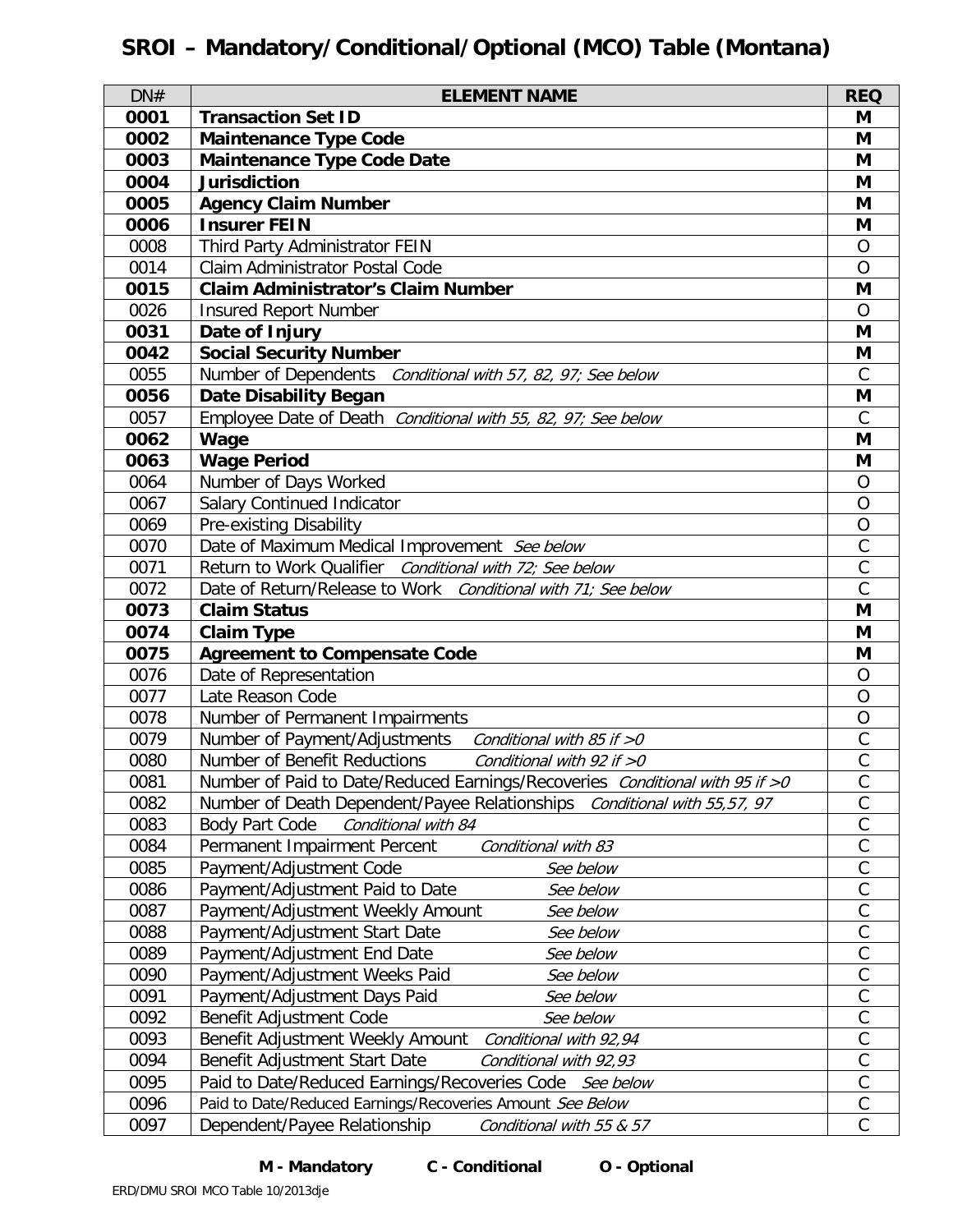# SROI – Mandatory/Conditional/Optional (MCO) Table (Montana)

| DN# | ELEMENT NAME | REQ |
|---|---|---|
| **0001** | **Transaction Set ID** | **M** |
| **0002** | **Maintenance Type Code** | **M** |
| **0003** | **Maintenance Type Code Date** | **M** |
| **0004** | **Jurisdiction** | **M** |
| **0005** | **Agency Claim Number** | **M** |
| **0006** | **Insurer FEIN** | **M** |
| 0008 | Third Party Administrator FEIN | O |
| 0014 | Claim Administrator Postal Code | O |
| **0015** | **Claim Administrator's Claim Number** | **M** |
| 0026 | Insured Report Number | O |
| **0031** | **Date of Injury** | **M** |
| **0042** | **Social Security Number** | **M** |
| 0055 | Number of Dependents *Conditional with 57, 82, 97; See below* | C |
| **0056** | **Date Disability Began** | **M** |
| 0057 | Employee Date of Death *Conditional with 55, 82, 97; See below* | C |
| **0062** | **Wage** | **M** |
| **0063** | **Wage Period** | **M** |
| 0064 | Number of Days Worked | O |
| 0067 | Salary Continued Indicator | O |
| 0069 | Pre-existing Disability | O |
| 0070 | Date of Maximum Medical Improvement *See below* | C |
| 0071 | Return to Work Qualifier *Conditional with 72; See below* | C |
| 0072 | Date of Return/Release to Work *Conditional with 71; See below* | C |
| **0073** | **Claim Status** | **M** |
| **0074** | **Claim Type** | **M** |
| **0075** | **Agreement to Compensate Code** | **M** |
| 0076 | Date of Representation | O |
| 0077 | Late Reason Code | O |
| 0078 | Number of Permanent Impairments | O |
| 0079 | Number of Payment/Adjustments *Conditional with 85 if >0* | C |
| 0080 | Number of Benefit Reductions *Conditional with 92 if >0* | C |
| 0081 | Number of Paid to Date/Reduced Earnings/Recoveries *Conditional with 95 if >0* | C |
| 0082 | Number of Death Dependent/Payee Relationships *Conditional with 55,57, 97* | C |
| 0083 | Body Part Code *Conditional with 84* | C |
| 0084 | Permanent Impairment Percent *Conditional with 83* | C |
| 0085 | Payment/Adjustment Code *See below* | C |
| 0086 | Payment/Adjustment Paid to Date *See below* | C |
| 0087 | Payment/Adjustment Weekly Amount *See below* | C |
| 0088 | Payment/Adjustment Start Date *See below* | C |
| 0089 | Payment/Adjustment End Date *See below* | C |
| 0090 | Payment/Adjustment Weeks Paid *See below* | C |
| 0091 | Payment/Adjustment Days Paid *See below* | C |
| 0092 | Benefit Adjustment Code *See below* | C |
| 0093 | Benefit Adjustment Weekly Amount *Conditional with 92,94* | C |
| 0094 | Benefit Adjustment Start Date *Conditional with 92,93* | C |
| 0095 | Paid to Date/Reduced Earnings/Recoveries Code *See below* | C |
| 0096 | Paid to Date/Reduced Earnings/Recoveries Amount *See Below* | C |
| 0097 | Dependent/Payee Relationship *Conditional with 55 & 57* | C |

**M - Mandatory** **C - Conditional** **O - Optional**

ERD/DMU SROI MCO Table 10/2013dje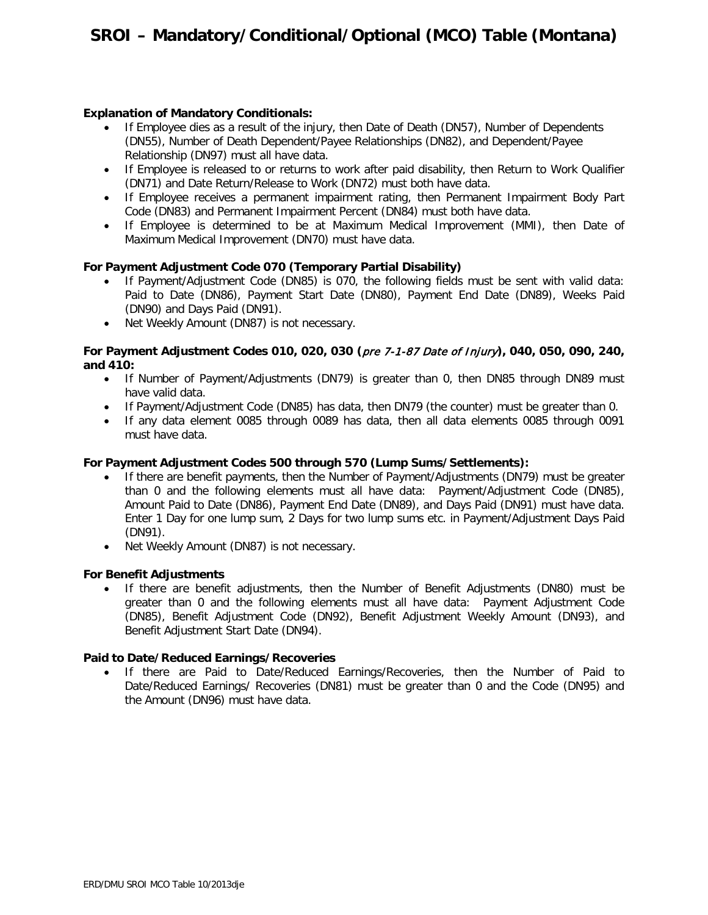# SROI – Mandatory/Conditional/Optional (MCO) Table (Montana)

**Explanation of Mandatory Conditionals:**

- If Employee dies as a result of the injury, then Date of Death (DN57), Number of Dependents (DN55), Number of Death Dependent/Payee Relationships (DN82), and Dependent/Payee Relationship (DN97) must all have data.
- If Employee is released to or returns to work after paid disability, then Return to Work Qualifier (DN71) and Date Return/Release to Work (DN72) must both have data.
- If Employee receives a permanent impairment rating, then Permanent Impairment Body Part Code (DN83) and Permanent Impairment Percent (DN84) must both have data.
- If Employee is determined to be at Maximum Medical Improvement (MMI), then Date of Maximum Medical Improvement (DN70) must have data.

**For Payment Adjustment Code 070 (Temporary Partial Disability)**

- If Payment/Adjustment Code (DN85) is 070, the following fields must be sent with valid data: Paid to Date (DN86), Payment Start Date (DN80), Payment End Date (DN89), Weeks Paid (DN90) and Days Paid (DN91).
- Net Weekly Amount (DN87) is not necessary.

**For Payment Adjustment Codes 010, 020, 030 (*pre 7-1-87 Date of Injury*), 040, 050, 090, 240, and 410:**

- If Number of Payment/Adjustments (DN79) is greater than 0, then DN85 through DN89 must have valid data.
- If Payment/Adjustment Code (DN85) has data, then DN79 (the counter) must be greater than 0.
- If any data element 0085 through 0089 has data, then all data elements 0085 through 0091 must have data.

**For Payment Adjustment Codes 500 through 570 (Lump Sums/Settlements):**

- If there are benefit payments, then the Number of Payment/Adjustments (DN79) must be greater than 0 and the following elements must all have data: Payment/Adjustment Code (DN85), Amount Paid to Date (DN86), Payment End Date (DN89), and Days Paid (DN91) must have data. Enter 1 Day for one lump sum, 2 Days for two lump sums etc. in Payment/Adjustment Days Paid (DN91).
- Net Weekly Amount (DN87) is not necessary.

**For Benefit Adjustments**

- If there are benefit adjustments, then the Number of Benefit Adjustments (DN80) must be greater than 0 and the following elements must all have data: Payment Adjustment Code (DN85), Benefit Adjustment Code (DN92), Benefit Adjustment Weekly Amount (DN93), and Benefit Adjustment Start Date (DN94).

**Paid to Date/Reduced Earnings/Recoveries**

- If there are Paid to Date/Reduced Earnings/Recoveries, then the Number of Paid to Date/Reduced Earnings/ Recoveries (DN81) must be greater than 0 and the Code (DN95) and the Amount (DN96) must have data.

ERD/DMU SROI MCO Table 10/2013dje